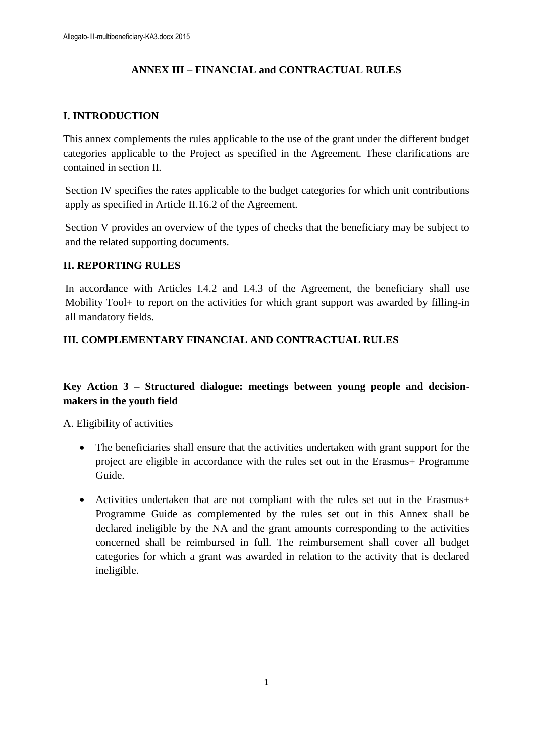# ANNEX III – FINANCIAL and CONTRACTUAL RULES

## I. INTRODUCTION

This annex complements the rules applicable to the use of the grant under the different budget categories applicable to the Project as specified in the Agreement. These clarifications are contained in section II.

Section IV specifies the rates applicable to the budget categories for which unit contributions apply as specified in Article II.16.2 of the Agreement.

Section V provides an overview of the types of checks that the beneficiary may be subject to and the related supporting documents.

## II. REPORTING RULES

In accordance with Articles I.4.2 and I.4.3 of the Agreement, the beneficiary shall use Mobility Tool+ to report on the activities for which grant support was awarded by filling-in all mandatory fields.

## III. COMPLEMENTARY FINANCIAL AND CONTRACTUAL RULES

### Key Action 3 – Structured dialogue: meetings between young people and decision-makers in the youth field

A. Eligibility of activities

- The beneficiaries shall ensure that the activities undertaken with grant support for the project are eligible in accordance with the rules set out in the Erasmus+ Programme Guide.
- Activities undertaken that are not compliant with the rules set out in the Erasmus+ Programme Guide as complemented by the rules set out in this Annex shall be declared ineligible by the NA and the grant amounts corresponding to the activities concerned shall be reimbursed in full. The reimbursement shall cover all budget categories for which a grant was awarded in relation to the activity that is declared ineligible.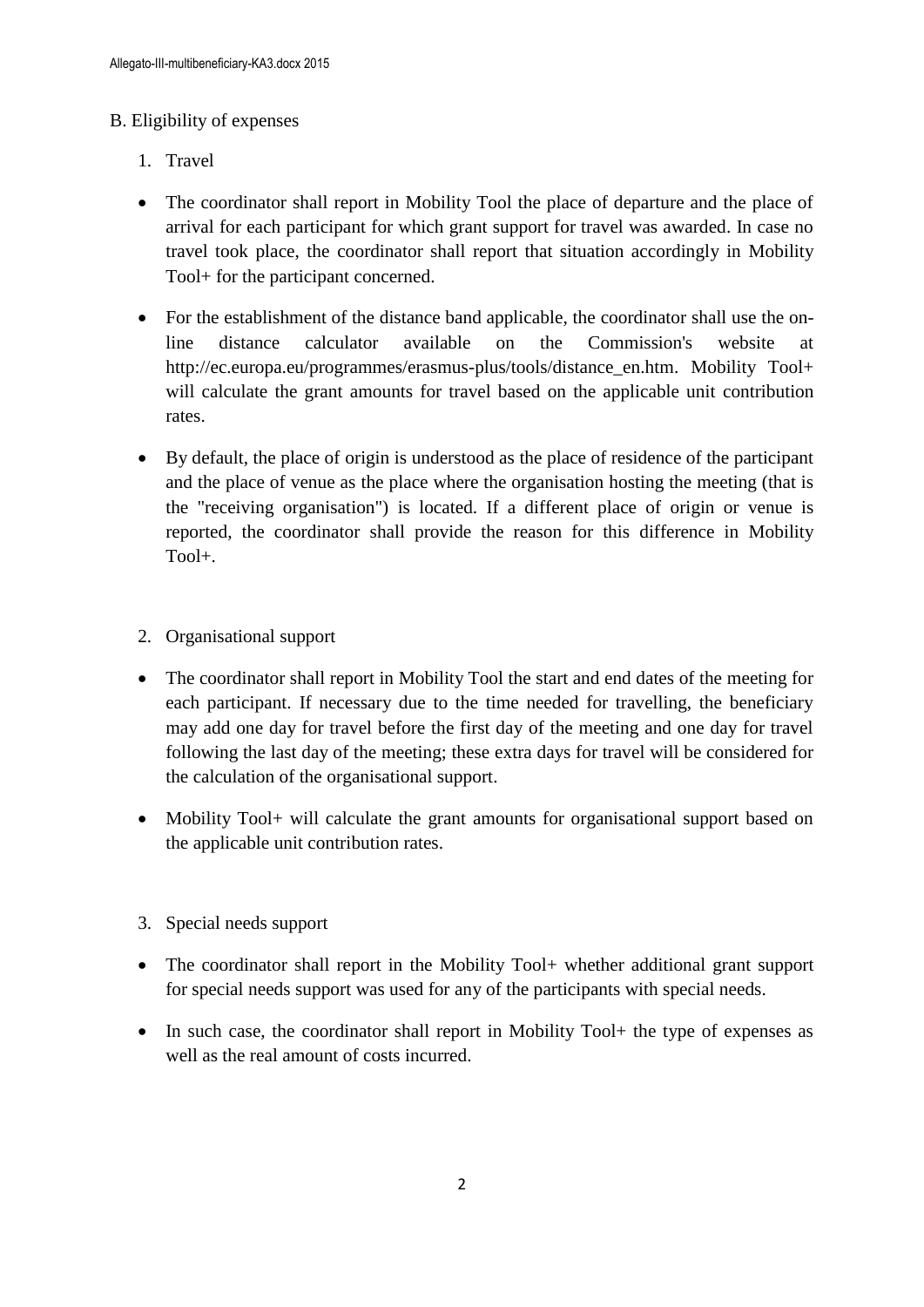B. Eligibility of expenses

1. Travel

- The coordinator shall report in Mobility Tool the place of departure and the place of arrival for each participant for which grant support for travel was awarded. In case no travel took place, the coordinator shall report that situation accordingly in Mobility Tool+ for the participant concerned.

- For the establishment of the distance band applicable, the coordinator shall use the on-line distance calculator available on the Commission's website at http://ec.europa.eu/programmes/erasmus-plus/tools/distance_en.htm. Mobility Tool+ will calculate the grant amounts for travel based on the applicable unit contribution rates.

- By default, the place of origin is understood as the place of residence of the participant and the place of venue as the place where the organisation hosting the meeting (that is the "receiving organisation") is located. If a different place of origin or venue is reported, the coordinator shall provide the reason for this difference in Mobility Tool+.

2. Organisational support

- The coordinator shall report in Mobility Tool the start and end dates of the meeting for each participant. If necessary due to the time needed for travelling, the beneficiary may add one day for travel before the first day of the meeting and one day for travel following the last day of the meeting; these extra days for travel will be considered for the calculation of the organisational support.

- Mobility Tool+ will calculate the grant amounts for organisational support based on the applicable unit contribution rates.

3. Special needs support

- The coordinator shall report in the Mobility Tool+ whether additional grant support for special needs support was used for any of the participants with special needs.

- In such case, the coordinator shall report in Mobility Tool+ the type of expenses as well as the real amount of costs incurred.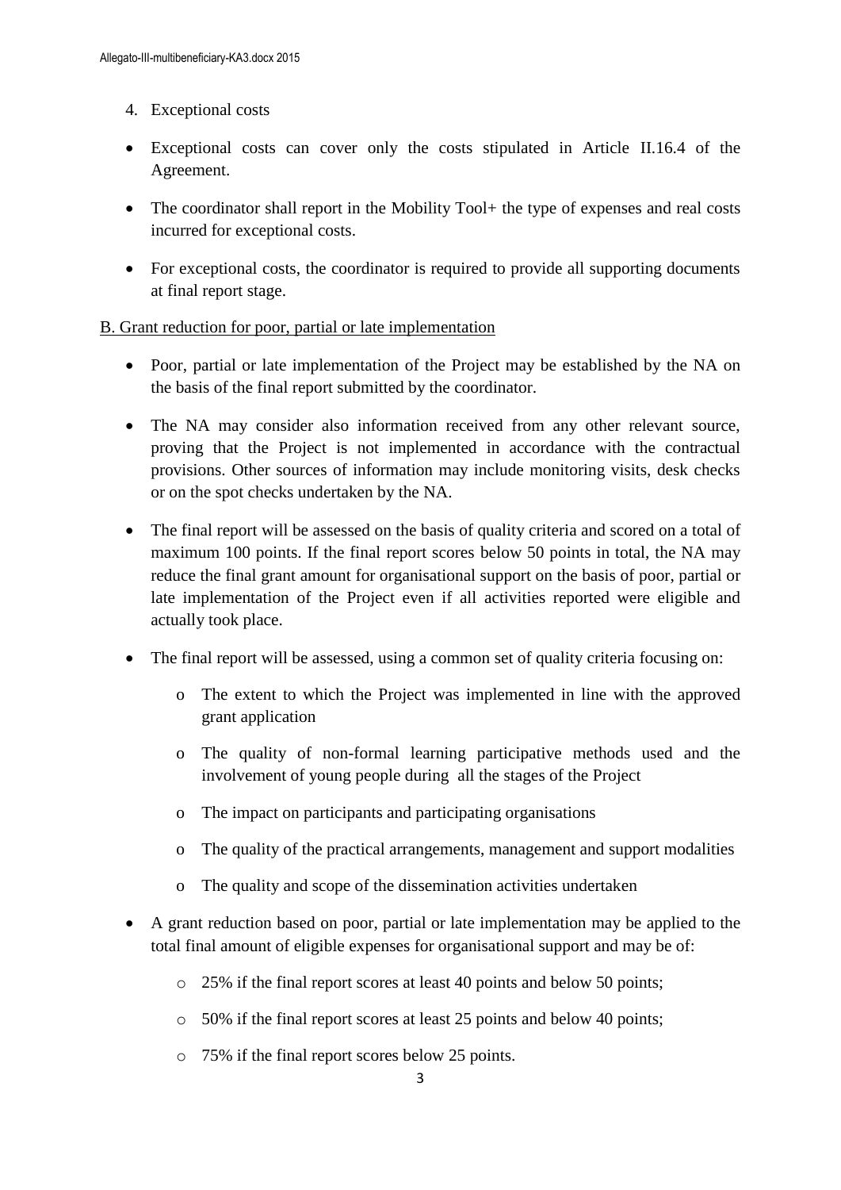4. Exceptional costs

- Exceptional costs can cover only the costs stipulated in Article II.16.4 of the Agreement.
- The coordinator shall report in the Mobility Tool+ the type of expenses and real costs incurred for exceptional costs.
- For exceptional costs, the coordinator is required to provide all supporting documents at final report stage.

<u>B. Grant reduction for poor, partial or late implementation</u>

- Poor, partial or late implementation of the Project may be established by the NA on the basis of the final report submitted by the coordinator.
- The NA may consider also information received from any other relevant source, proving that the Project is not implemented in accordance with the contractual provisions. Other sources of information may include monitoring visits, desk checks or on the spot checks undertaken by the NA.
- The final report will be assessed on the basis of quality criteria and scored on a total of maximum 100 points. If the final report scores below 50 points in total, the NA may reduce the final grant amount for organisational support on the basis of poor, partial or late implementation of the Project even if all activities reported were eligible and actually took place.
- The final report will be assessed, using a common set of quality criteria focusing on:
  - The extent to which the Project was implemented in line with the approved grant application
  - The quality of non-formal learning participative methods used and the involvement of young people during all the stages of the Project
  - The impact on participants and participating organisations
  - The quality of the practical arrangements, management and support modalities
  - The quality and scope of the dissemination activities undertaken
- A grant reduction based on poor, partial or late implementation may be applied to the total final amount of eligible expenses for organisational support and may be of:
  - 25% if the final report scores at least 40 points and below 50 points;
  - 50% if the final report scores at least 25 points and below 40 points;
  - 75% if the final report scores below 25 points.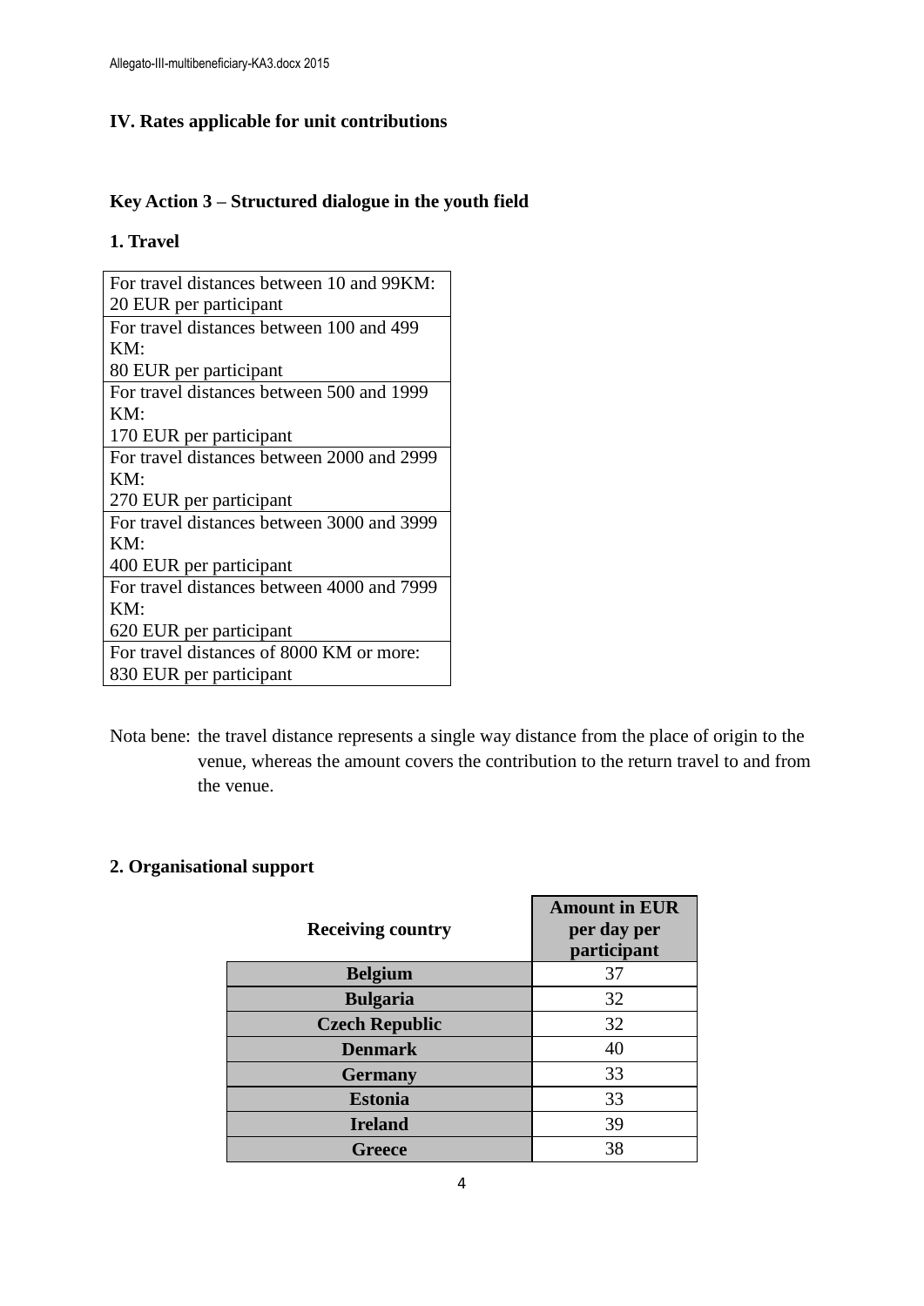## IV. Rates applicable for unit contributions

### Key Action 3 – Structured dialogue in the youth field

#### 1. Travel

| Travel distance |
|---|
| For travel distances between 10 and 99KM: 20 EUR per participant |
| For travel distances between 100 and 499 KM: 80 EUR per participant |
| For travel distances between 500 and 1999 KM: 170 EUR per participant |
| For travel distances between 2000 and 2999 KM: 270 EUR per participant |
| For travel distances between 3000 and 3999 KM: 400 EUR per participant |
| For travel distances between 4000 and 7999 KM: 620 EUR per participant |
| For travel distances of 8000 KM or more: 830 EUR per participant |

Nota bene: the travel distance represents a single way distance from the place of origin to the venue, whereas the amount covers the contribution to the return travel to and from the venue.

#### 2. Organisational support

| Receiving country | Amount in EUR per day per participant |
|---|---|
| **Belgium** | 37 |
| **Bulgaria** | 32 |
| **Czech Republic** | 32 |
| **Denmark** | 40 |
| **Germany** | 33 |
| **Estonia** | 33 |
| **Ireland** | 39 |
| **Greece** | 38 |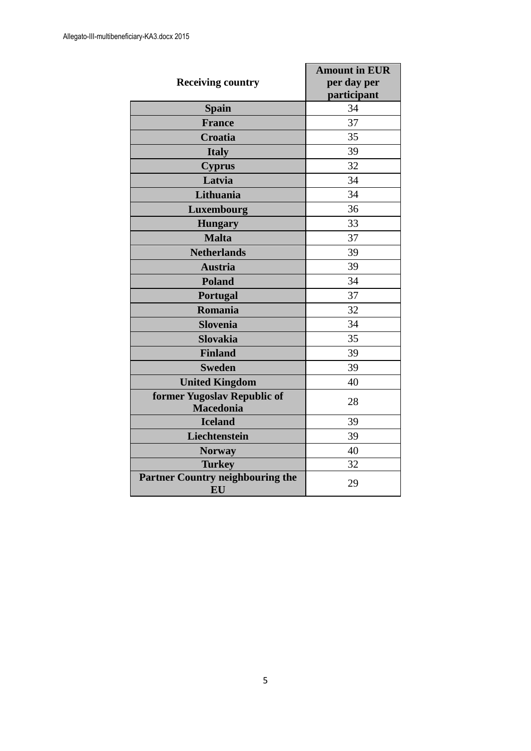| Receiving country | Amount in EUR per day per participant |
|---|---|
| Spain | 34 |
| France | 37 |
| Croatia | 35 |
| Italy | 39 |
| Cyprus | 32 |
| Latvia | 34 |
| Lithuania | 34 |
| Luxembourg | 36 |
| Hungary | 33 |
| Malta | 37 |
| Netherlands | 39 |
| Austria | 39 |
| Poland | 34 |
| Portugal | 37 |
| Romania | 32 |
| Slovenia | 34 |
| Slovakia | 35 |
| Finland | 39 |
| Sweden | 39 |
| United Kingdom | 40 |
| former Yugoslav Republic of Macedonia | 28 |
| Iceland | 39 |
| Liechtenstein | 39 |
| Norway | 40 |
| Turkey | 32 |
| Partner Country neighbouring the EU | 29 |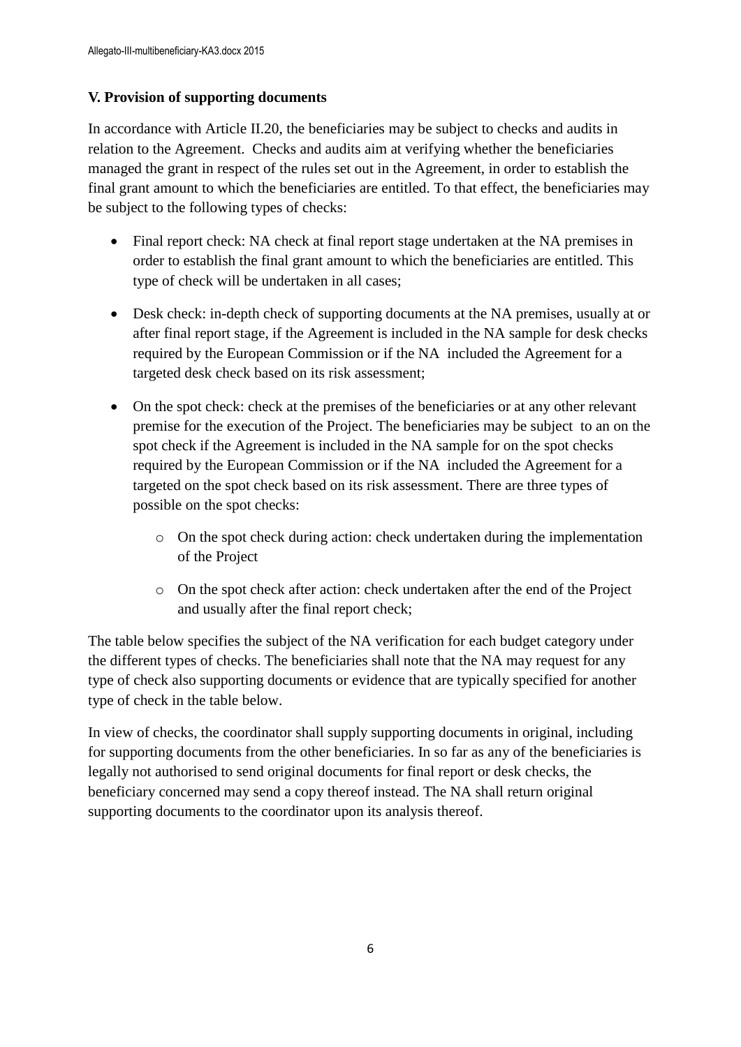### V. Provision of supporting documents

In accordance with Article II.20, the beneficiaries may be subject to checks and audits in relation to the Agreement. Checks and audits aim at verifying whether the beneficiaries managed the grant in respect of the rules set out in the Agreement, in order to establish the final grant amount to which the beneficiaries are entitled. To that effect, the beneficiaries may be subject to the following types of checks:

- Final report check: NA check at final report stage undertaken at the NA premises in order to establish the final grant amount to which the beneficiaries are entitled. This type of check will be undertaken in all cases;
- Desk check: in-depth check of supporting documents at the NA premises, usually at or after final report stage, if the Agreement is included in the NA sample for desk checks required by the European Commission or if the NA included the Agreement for a targeted desk check based on its risk assessment;
- On the spot check: check at the premises of the beneficiaries or at any other relevant premise for the execution of the Project. The beneficiaries may be subject to an on the spot check if the Agreement is included in the NA sample for on the spot checks required by the European Commission or if the NA included the Agreement for a targeted on the spot check based on its risk assessment. There are three types of possible on the spot checks:
    - On the spot check during action: check undertaken during the implementation of the Project
    - On the spot check after action: check undertaken after the end of the Project and usually after the final report check;

The table below specifies the subject of the NA verification for each budget category under the different types of checks. The beneficiaries shall note that the NA may request for any type of check also supporting documents or evidence that are typically specified for another type of check in the table below.

In view of checks, the coordinator shall supply supporting documents in original, including for supporting documents from the other beneficiaries. In so far as any of the beneficiaries is legally not authorised to send original documents for final report or desk checks, the beneficiary concerned may send a copy thereof instead. The NA shall return original supporting documents to the coordinator upon its analysis thereof.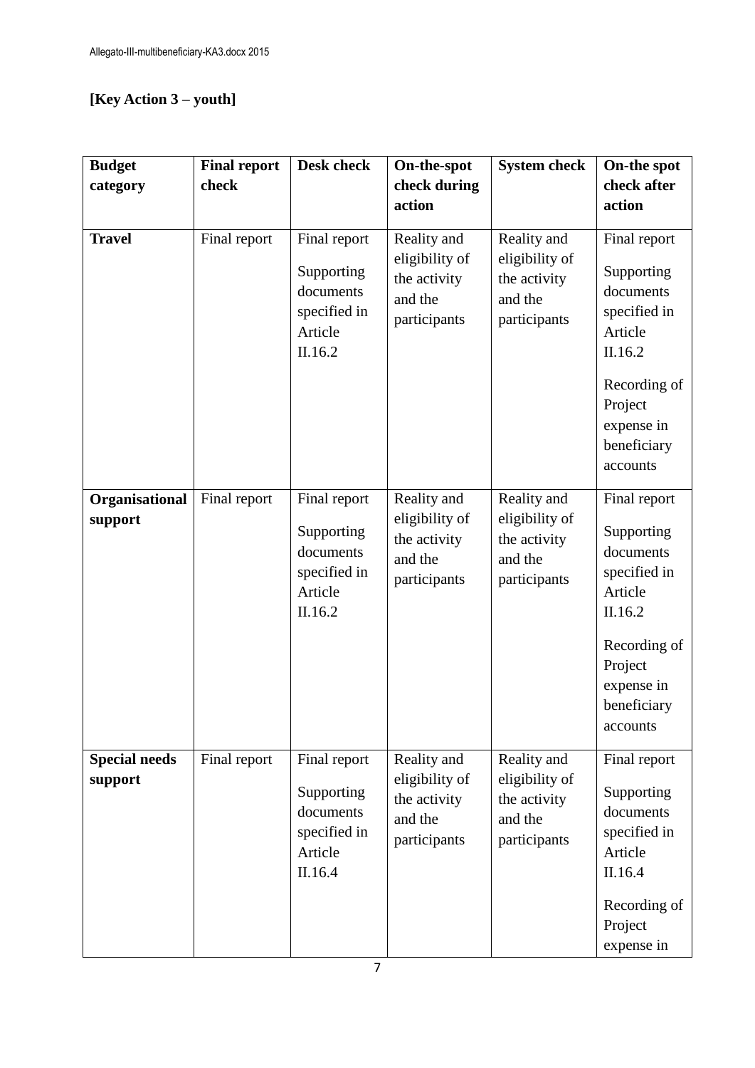**[Key Action 3 – youth]**

| Budget category | Final report check | Desk check | On-the-spot check during action | System check | On-the spot check after action |
|---|---|---|---|---|---|
| **Travel** | Final report | Final report<br>Supporting documents specified in Article II.16.2 | Reality and eligibility of the activity and the participants | Reality and eligibility of the activity and the participants | Final report<br>Supporting documents specified in Article II.16.2<br>Recording of Project expense in beneficiary accounts |
| **Organisational support** | Final report | Final report<br>Supporting documents specified in Article II.16.2 | Reality and eligibility of the activity and the participants | Reality and eligibility of the activity and the participants | Final report<br>Supporting documents specified in Article II.16.2<br>Recording of Project expense in beneficiary accounts |
| **Special needs support** | Final report | Final report<br>Supporting documents specified in Article II.16.4 | Reality and eligibility of the activity and the participants | Reality and eligibility of the activity and the participants | Final report<br>Supporting documents specified in Article II.16.4<br>Recording of Project expense in |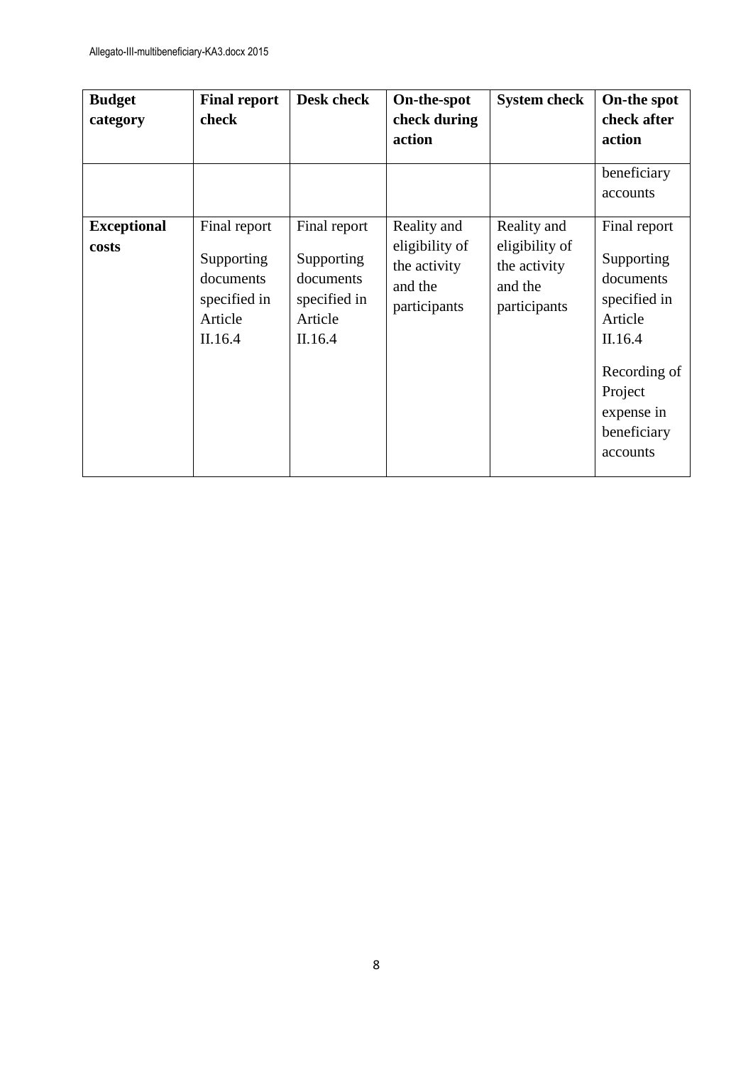| Budget category | Final report check | Desk check | On-the-spot check during action | System check | On-the spot check after action |
|---|---|---|---|---|---|
| | | | | | beneficiary accounts |
| **Exceptional costs** | Final report<br>Supporting documents specified in Article II.16.4 | Final report<br>Supporting documents specified in Article II.16.4 | Reality and eligibility of the activity and the participants | Reality and eligibility of the activity and the participants | Final report<br>Supporting documents specified in Article II.16.4<br>Recording of Project expense in beneficiary accounts |